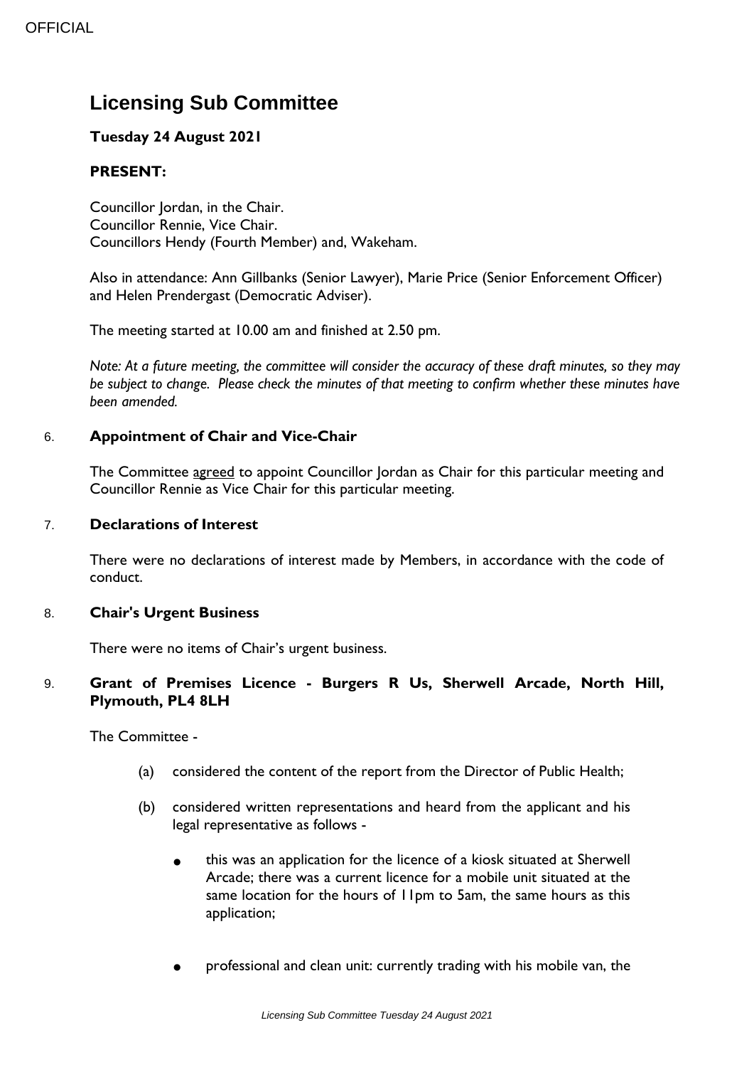OFFICIAL

# Licensing Sub Committee

**Tuesday 24 August 2021**

**PRESENT:**

Councillor Jordan, in the Chair.
Councillor Rennie, Vice Chair.
Councillors Hendy (Fourth Member) and, Wakeham.

Also in attendance: Ann Gillbanks (Senior Lawyer), Marie Price (Senior Enforcement Officer) and Helen Prendergast (Democratic Adviser).

The meeting started at 10.00 am and finished at 2.50 pm.

*Note: At a future meeting, the committee will consider the accuracy of these draft minutes, so they may be subject to change. Please check the minutes of that meeting to confirm whether these minutes have been amended.*

## 6. Appointment of Chair and Vice-Chair

The Committee agreed to appoint Councillor Jordan as Chair for this particular meeting and Councillor Rennie as Vice Chair for this particular meeting.

## 7. Declarations of Interest

There were no declarations of interest made by Members, in accordance with the code of conduct.

## 8. Chair's Urgent Business

There were no items of Chair's urgent business.

## 9. Grant of Premises Licence - Burgers R Us, Sherwell Arcade, North Hill, Plymouth, PL4 8LH

The Committee -

(a) considered the content of the report from the Director of Public Health;

(b) considered written representations and heard from the applicant and his legal representative as follows -

- this was an application for the licence of a kiosk situated at Sherwell Arcade; there was a current licence for a mobile unit situated at the same location for the hours of 11pm to 5am, the same hours as this application;

- professional and clean unit: currently trading with his mobile van, the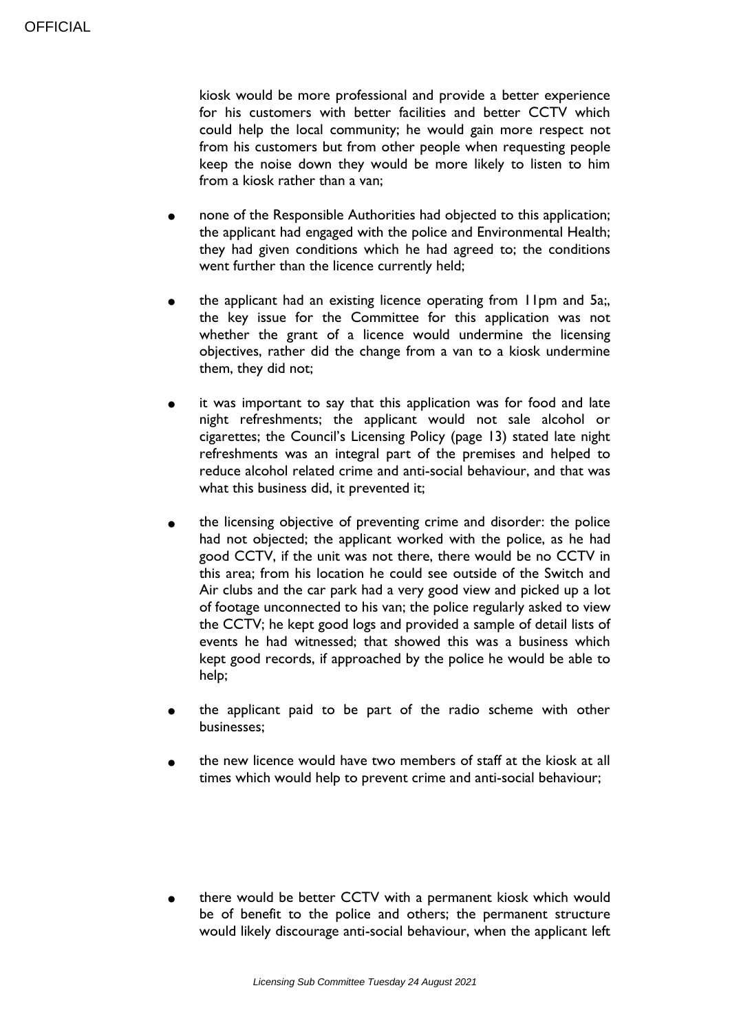kiosk would be more professional and provide a better experience for his customers with better facilities and better CCTV which could help the local community; he would gain more respect not from his customers but from other people when requesting people keep the noise down they would be more likely to listen to him from a kiosk rather than a van;

- none of the Responsible Authorities had objected to this application; the applicant had engaged with the police and Environmental Health; they had given conditions which he had agreed to; the conditions went further than the licence currently held;

- the applicant had an existing licence operating from 11pm and 5a;, the key issue for the Committee for this application was not whether the grant of a licence would undermine the licensing objectives, rather did the change from a van to a kiosk undermine them, they did not;

- it was important to say that this application was for food and late night refreshments; the applicant would not sale alcohol or cigarettes; the Council's Licensing Policy (page 13) stated late night refreshments was an integral part of the premises and helped to reduce alcohol related crime and anti-social behaviour, and that was what this business did, it prevented it;

- the licensing objective of preventing crime and disorder: the police had not objected; the applicant worked with the police, as he had good CCTV, if the unit was not there, there would be no CCTV in this area; from his location he could see outside of the Switch and Air clubs and the car park had a very good view and picked up a lot of footage unconnected to his van; the police regularly asked to view the CCTV; he kept good logs and provided a sample of detail lists of events he had witnessed; that showed this was a business which kept good records, if approached by the police he would be able to help;

- the applicant paid to be part of the radio scheme with other businesses;

- the new licence would have two members of staff at the kiosk at all times which would help to prevent crime and anti-social behaviour;

- there would be better CCTV with a permanent kiosk which would be of benefit to the police and others; the permanent structure would likely discourage anti-social behaviour, when the applicant left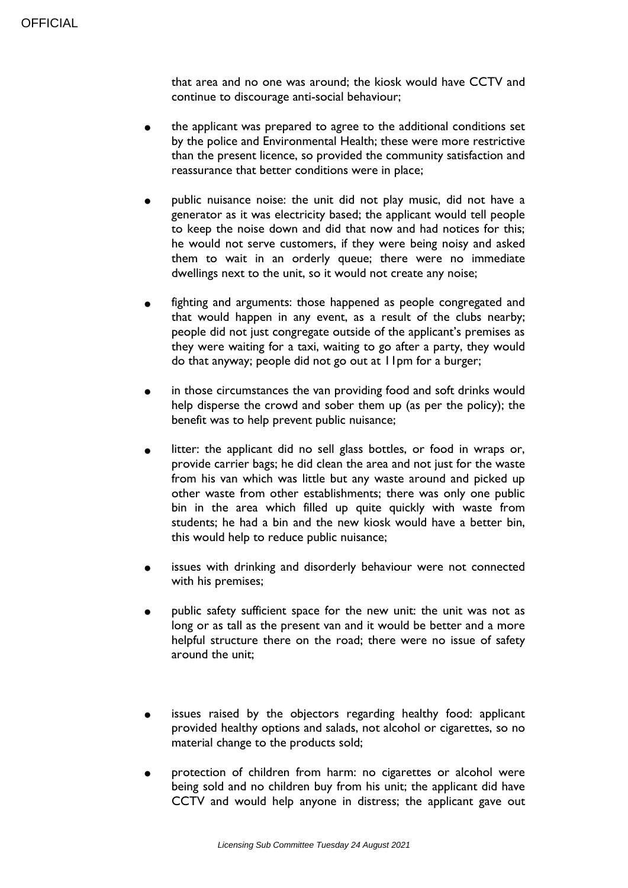that area and no one was around; the kiosk would have CCTV and continue to discourage anti-social behaviour;

- the applicant was prepared to agree to the additional conditions set by the police and Environmental Health; these were more restrictive than the present licence, so provided the community satisfaction and reassurance that better conditions were in place;

- public nuisance noise: the unit did not play music, did not have a generator as it was electricity based; the applicant would tell people to keep the noise down and did that now and had notices for this; he would not serve customers, if they were being noisy and asked them to wait in an orderly queue; there were no immediate dwellings next to the unit, so it would not create any noise;

- fighting and arguments: those happened as people congregated and that would happen in any event, as a result of the clubs nearby; people did not just congregate outside of the applicant's premises as they were waiting for a taxi, waiting to go after a party, they would do that anyway; people did not go out at 11pm for a burger;

- in those circumstances the van providing food and soft drinks would help disperse the crowd and sober them up (as per the policy); the benefit was to help prevent public nuisance;

- litter: the applicant did no sell glass bottles, or food in wraps or, provide carrier bags; he did clean the area and not just for the waste from his van which was little but any waste around and picked up other waste from other establishments; there was only one public bin in the area which filled up quite quickly with waste from students; he had a bin and the new kiosk would have a better bin, this would help to reduce public nuisance;

- issues with drinking and disorderly behaviour were not connected with his premises;

- public safety sufficient space for the new unit: the unit was not as long or as tall as the present van and it would be better and a more helpful structure there on the road; there were no issue of safety around the unit;

- issues raised by the objectors regarding healthy food: applicant provided healthy options and salads, not alcohol or cigarettes, so no material change to the products sold;

- protection of children from harm: no cigarettes or alcohol were being sold and no children buy from his unit; the applicant did have CCTV and would help anyone in distress; the applicant gave out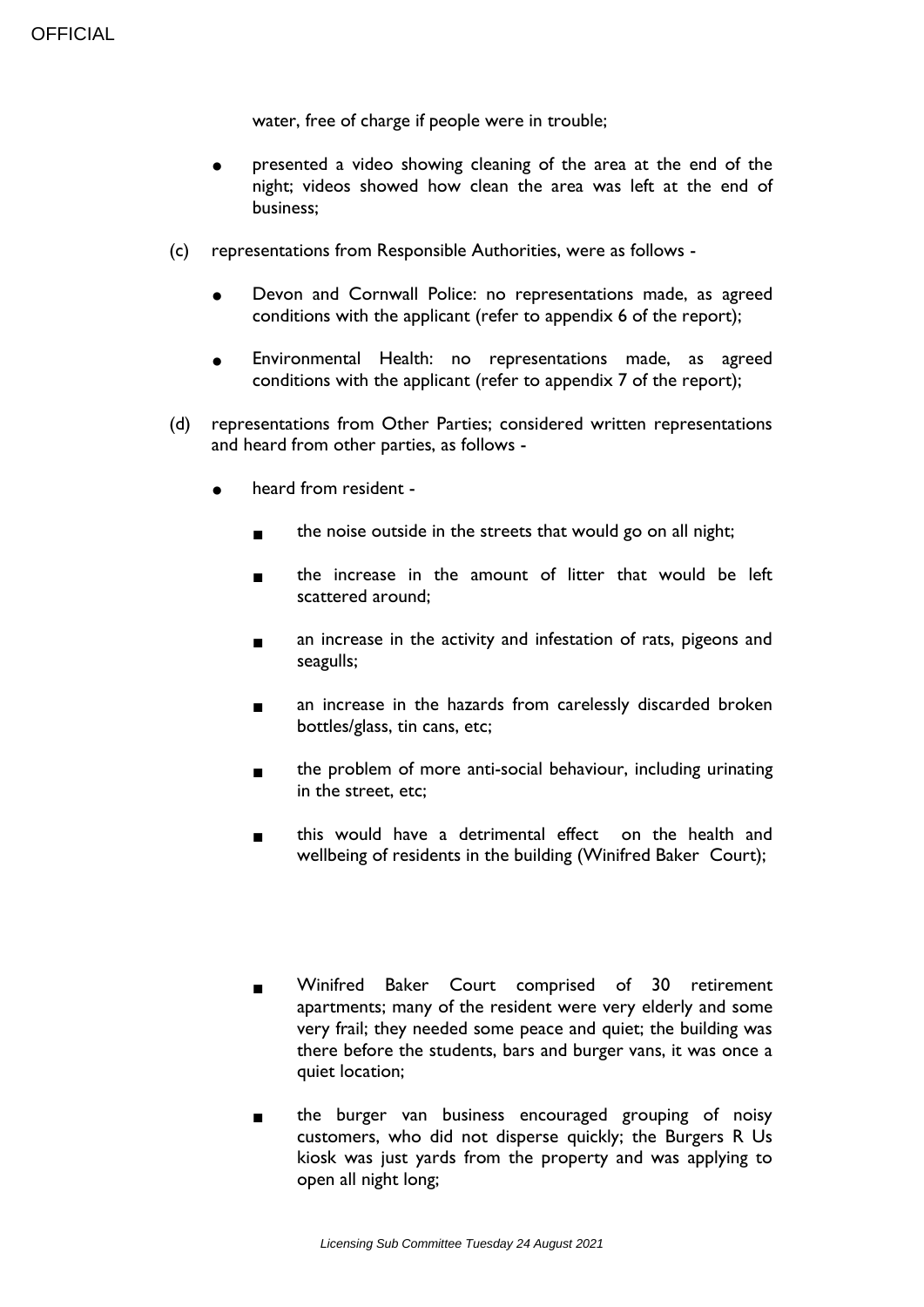water, free of charge if people were in trouble;

- presented a video showing cleaning of the area at the end of the night; videos showed how clean the area was left at the end of business;

(c) representations from Responsible Authorities, were as follows -

- Devon and Cornwall Police: no representations made, as agreed conditions with the applicant (refer to appendix 6 of the report);

- Environmental Health: no representations made, as agreed conditions with the applicant (refer to appendix 7 of the report);

(d) representations from Other Parties; considered written representations and heard from other parties, as follows -

- heard from resident -

  - the noise outside in the streets that would go on all night;

  - the increase in the amount of litter that would be left scattered around;

  - an increase in the activity and infestation of rats, pigeons and seagulls;

  - an increase in the hazards from carelessly discarded broken bottles/glass, tin cans, etc;

  - the problem of more anti-social behaviour, including urinating in the street, etc;

  - this would have a detrimental effect on the health and wellbeing of residents in the building (Winifred Baker Court);

  - Winifred Baker Court comprised of 30 retirement apartments; many of the resident were very elderly and some very frail; they needed some peace and quiet; the building was there before the students, bars and burger vans, it was once a quiet location;

  - the burger van business encouraged grouping of noisy customers, who did not disperse quickly; the Burgers R Us kiosk was just yards from the property and was applying to open all night long;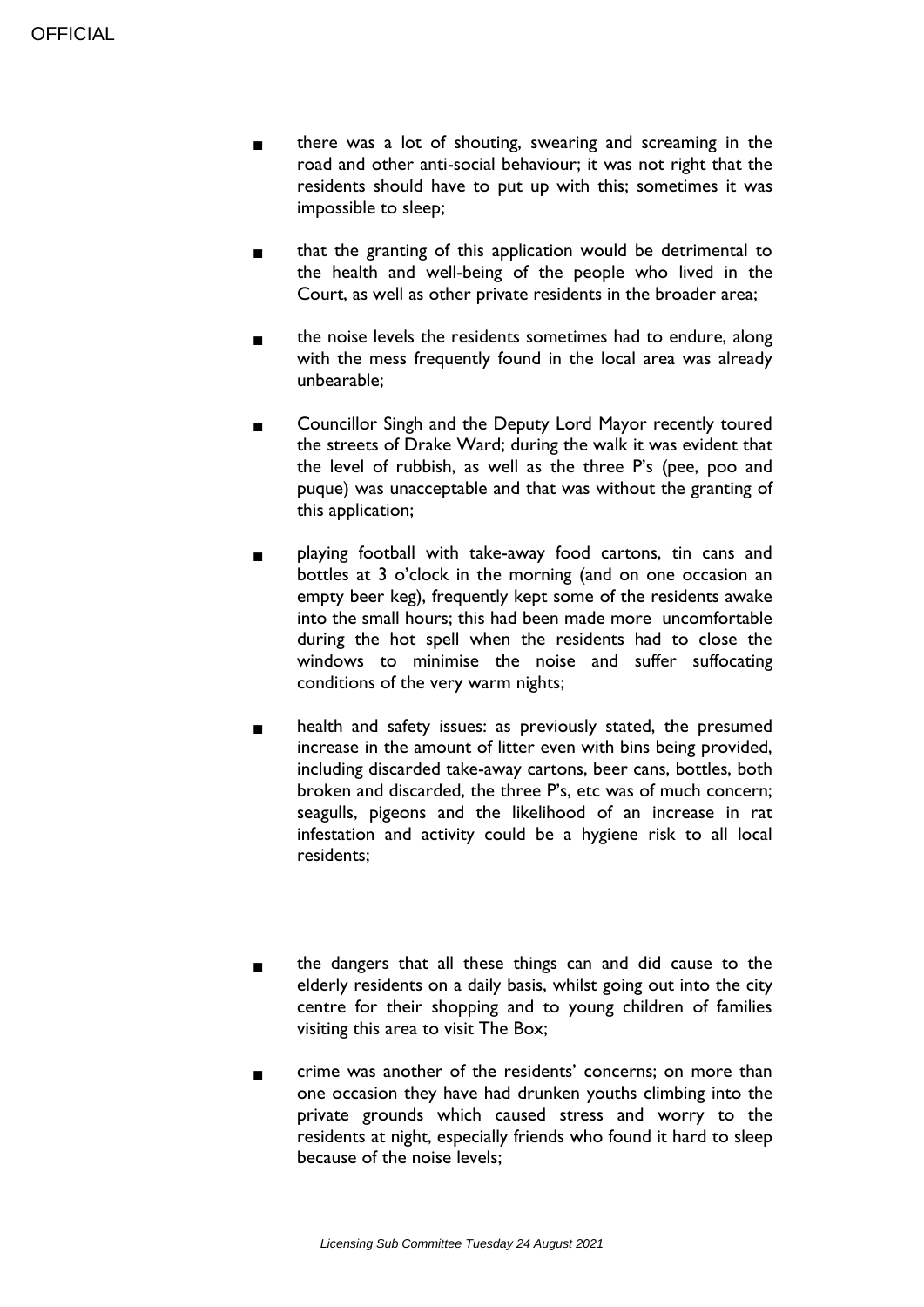- there was a lot of shouting, swearing and screaming in the road and other anti-social behaviour; it was not right that the residents should have to put up with this; sometimes it was impossible to sleep;

- that the granting of this application would be detrimental to the health and well-being of the people who lived in the Court, as well as other private residents in the broader area;

- the noise levels the residents sometimes had to endure, along with the mess frequently found in the local area was already unbearable;

- Councillor Singh and the Deputy Lord Mayor recently toured the streets of Drake Ward; during the walk it was evident that the level of rubbish, as well as the three P's (pee, poo and puque) was unacceptable and that was without the granting of this application;

- playing football with take-away food cartons, tin cans and bottles at 3 o'clock in the morning (and on one occasion an empty beer keg), frequently kept some of the residents awake into the small hours; this had been made more uncomfortable during the hot spell when the residents had to close the windows to minimise the noise and suffer suffocating conditions of the very warm nights;

- health and safety issues: as previously stated, the presumed increase in the amount of litter even with bins being provided, including discarded take-away cartons, beer cans, bottles, both broken and discarded, the three P's, etc was of much concern; seagulls, pigeons and the likelihood of an increase in rat infestation and activity could be a hygiene risk to all local residents;

- the dangers that all these things can and did cause to the elderly residents on a daily basis, whilst going out into the city centre for their shopping and to young children of families visiting this area to visit The Box;

- crime was another of the residents' concerns; on more than one occasion they have had drunken youths climbing into the private grounds which caused stress and worry to the residents at night, especially friends who found it hard to sleep because of the noise levels;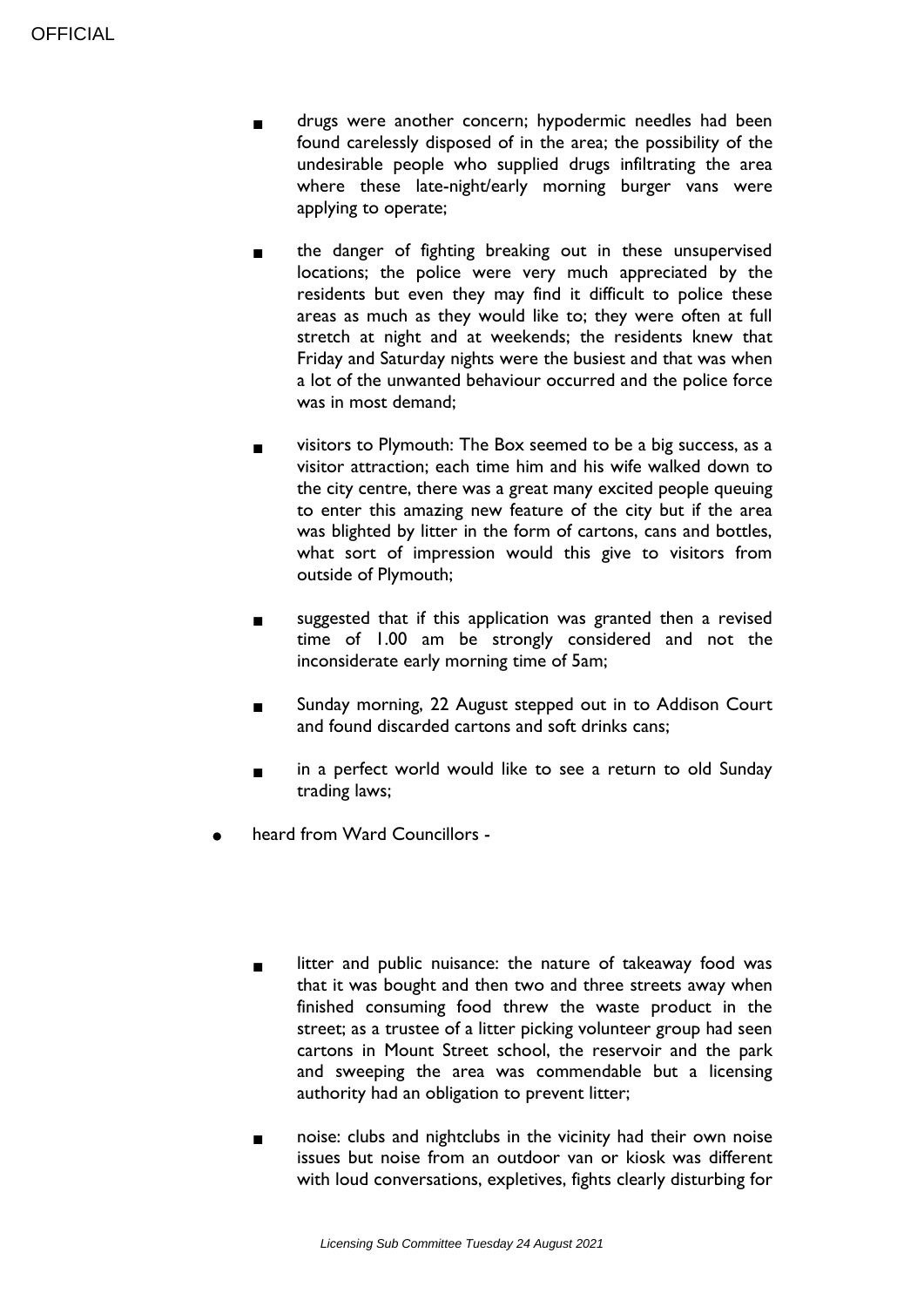- drugs were another concern; hypodermic needles had been found carelessly disposed of in the area; the possibility of the undesirable people who supplied drugs infiltrating the area where these late-night/early morning burger vans were applying to operate;

- the danger of fighting breaking out in these unsupervised locations; the police were very much appreciated by the residents but even they may find it difficult to police these areas as much as they would like to; they were often at full stretch at night and at weekends; the residents knew that Friday and Saturday nights were the busiest and that was when a lot of the unwanted behaviour occurred and the police force was in most demand;

- visitors to Plymouth: The Box seemed to be a big success, as a visitor attraction; each time him and his wife walked down to the city centre, there was a great many excited people queuing to enter this amazing new feature of the city but if the area was blighted by litter in the form of cartons, cans and bottles, what sort of impression would this give to visitors from outside of Plymouth;

- suggested that if this application was granted then a revised time of 1.00 am be strongly considered and not the inconsiderate early morning time of 5am;

- Sunday morning, 22 August stepped out in to Addison Court and found discarded cartons and soft drinks cans;

- in a perfect world would like to see a return to old Sunday trading laws;

- heard from Ward Councillors -

  - litter and public nuisance: the nature of takeaway food was that it was bought and then two and three streets away when finished consuming food threw the waste product in the street; as a trustee of a litter picking volunteer group had seen cartons in Mount Street school, the reservoir and the park and sweeping the area was commendable but a licensing authority had an obligation to prevent litter;

  - noise: clubs and nightclubs in the vicinity had their own noise issues but noise from an outdoor van or kiosk was different with loud conversations, expletives, fights clearly disturbing for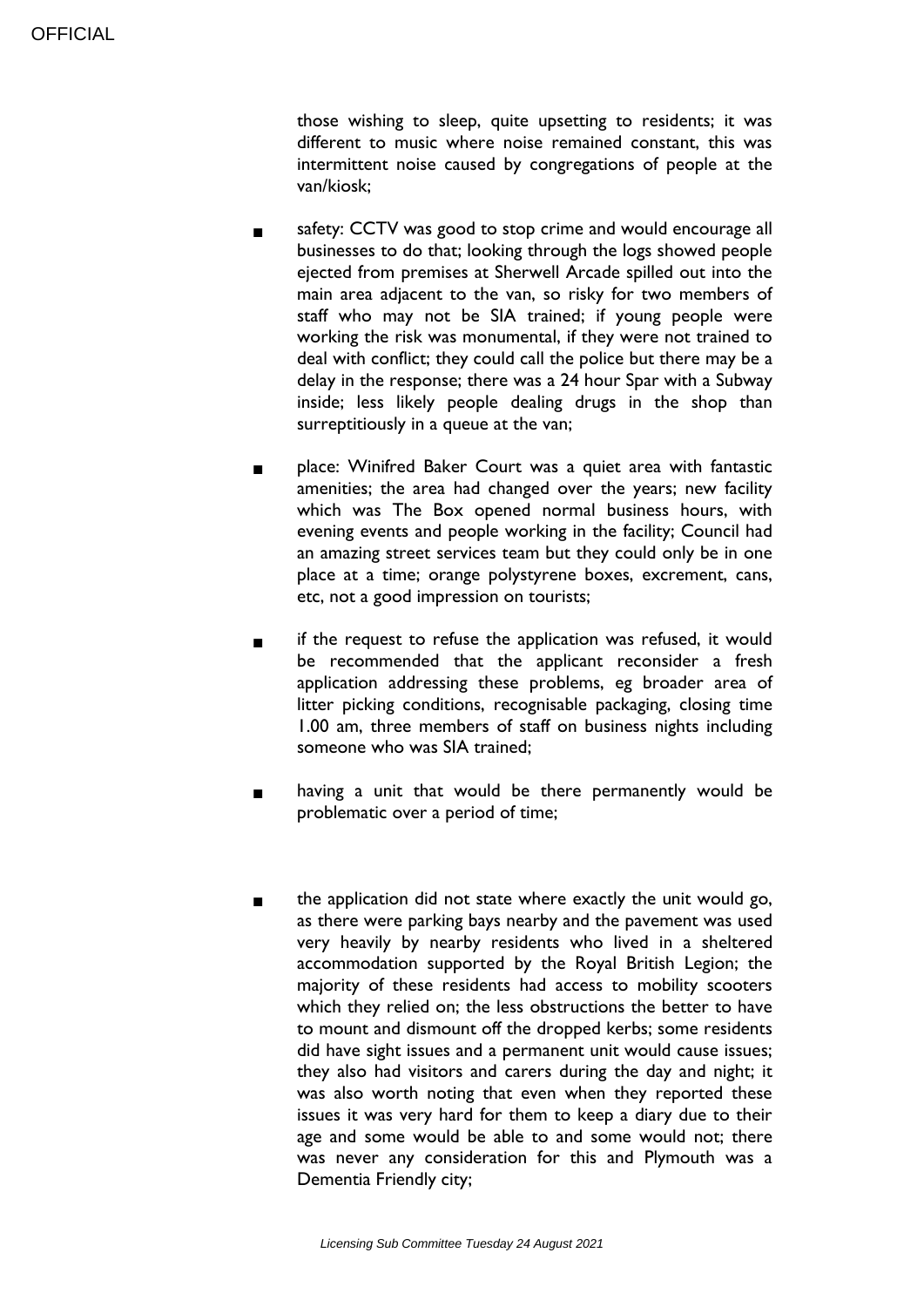those wishing to sleep, quite upsetting to residents; it was different to music where noise remained constant, this was intermittent noise caused by congregations of people at the van/kiosk;

- safety: CCTV was good to stop crime and would encourage all businesses to do that; looking through the logs showed people ejected from premises at Sherwell Arcade spilled out into the main area adjacent to the van, so risky for two members of staff who may not be SIA trained; if young people were working the risk was monumental, if they were not trained to deal with conflict; they could call the police but there may be a delay in the response; there was a 24 hour Spar with a Subway inside; less likely people dealing drugs in the shop than surreptitiously in a queue at the van;

- place: Winifred Baker Court was a quiet area with fantastic amenities; the area had changed over the years; new facility which was The Box opened normal business hours, with evening events and people working in the facility; Council had an amazing street services team but they could only be in one place at a time; orange polystyrene boxes, excrement, cans, etc, not a good impression on tourists;

- if the request to refuse the application was refused, it would be recommended that the applicant reconsider a fresh application addressing these problems, eg broader area of litter picking conditions, recognisable packaging, closing time 1.00 am, three members of staff on business nights including someone who was SIA trained;

- having a unit that would be there permanently would be problematic over a period of time;

- the application did not state where exactly the unit would go, as there were parking bays nearby and the pavement was used very heavily by nearby residents who lived in a sheltered accommodation supported by the Royal British Legion; the majority of these residents had access to mobility scooters which they relied on; the less obstructions the better to have to mount and dismount off the dropped kerbs; some residents did have sight issues and a permanent unit would cause issues; they also had visitors and carers during the day and night; it was also worth noting that even when they reported these issues it was very hard for them to keep a diary due to their age and some would be able to and some would not; there was never any consideration for this and Plymouth was a Dementia Friendly city;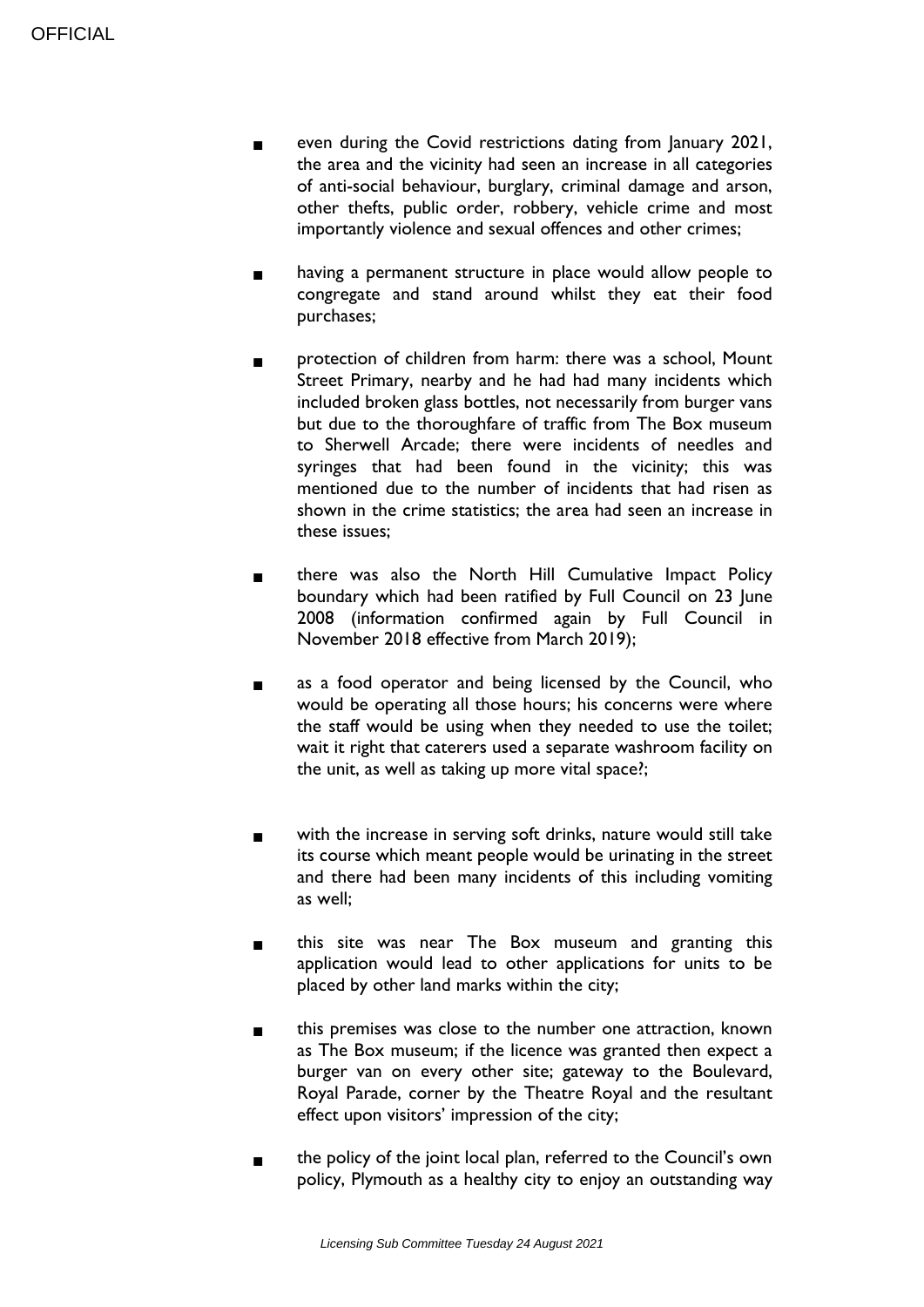- even during the Covid restrictions dating from January 2021, the area and the vicinity had seen an increase in all categories of anti-social behaviour, burglary, criminal damage and arson, other thefts, public order, robbery, vehicle crime and most importantly violence and sexual offences and other crimes;

- having a permanent structure in place would allow people to congregate and stand around whilst they eat their food purchases;

- protection of children from harm: there was a school, Mount Street Primary, nearby and he had had many incidents which included broken glass bottles, not necessarily from burger vans but due to the thoroughfare of traffic from The Box museum to Sherwell Arcade; there were incidents of needles and syringes that had been found in the vicinity; this was mentioned due to the number of incidents that had risen as shown in the crime statistics; the area had seen an increase in these issues;

- there was also the North Hill Cumulative Impact Policy boundary which had been ratified by Full Council on 23 June 2008 (information confirmed again by Full Council in November 2018 effective from March 2019);

- as a food operator and being licensed by the Council, who would be operating all those hours; his concerns were where the staff would be using when they needed to use the toilet; wait it right that caterers used a separate washroom facility on the unit, as well as taking up more vital space?;

- with the increase in serving soft drinks, nature would still take its course which meant people would be urinating in the street and there had been many incidents of this including vomiting as well;

- this site was near The Box museum and granting this application would lead to other applications for units to be placed by other land marks within the city;

- this premises was close to the number one attraction, known as The Box museum; if the licence was granted then expect a burger van on every other site; gateway to the Boulevard, Royal Parade, corner by the Theatre Royal and the resultant effect upon visitors' impression of the city;

- the policy of the joint local plan, referred to the Council's own policy, Plymouth as a healthy city to enjoy an outstanding way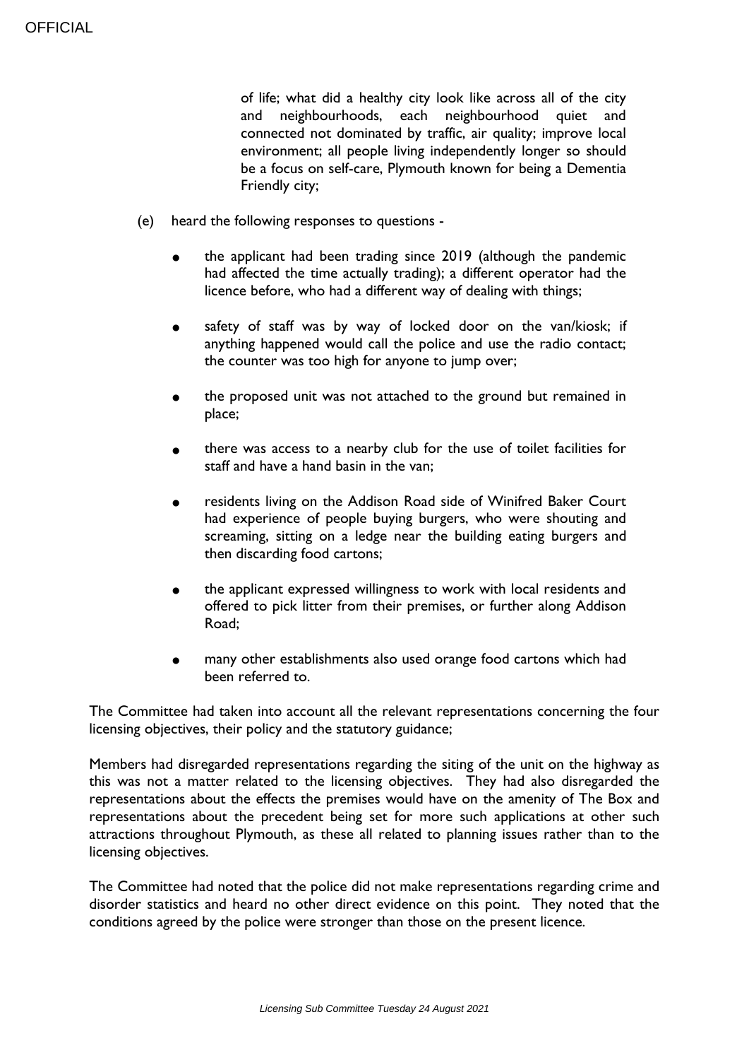of life; what did a healthy city look like across all of the city and neighbourhoods, each neighbourhood quiet and connected not dominated by traffic, air quality; improve local environment; all people living independently longer so should be a focus on self-care, Plymouth known for being a Dementia Friendly city;

(e) heard the following responses to questions -

- the applicant had been trading since 2019 (although the pandemic had affected the time actually trading); a different operator had the licence before, who had a different way of dealing with things;

- safety of staff was by way of locked door on the van/kiosk; if anything happened would call the police and use the radio contact; the counter was too high for anyone to jump over;

- the proposed unit was not attached to the ground but remained in place;

- there was access to a nearby club for the use of toilet facilities for staff and have a hand basin in the van;

- residents living on the Addison Road side of Winifred Baker Court had experience of people buying burgers, who were shouting and screaming, sitting on a ledge near the building eating burgers and then discarding food cartons;

- the applicant expressed willingness to work with local residents and offered to pick litter from their premises, or further along Addison Road;

- many other establishments also used orange food cartons which had been referred to.

The Committee had taken into account all the relevant representations concerning the four licensing objectives, their policy and the statutory guidance;

Members had disregarded representations regarding the siting of the unit on the highway as this was not a matter related to the licensing objectives. They had also disregarded the representations about the effects the premises would have on the amenity of The Box and representations about the precedent being set for more such applications at other such attractions throughout Plymouth, as these all related to planning issues rather than to the licensing objectives.

The Committee had noted that the police did not make representations regarding crime and disorder statistics and heard no other direct evidence on this point. They noted that the conditions agreed by the police were stronger than those on the present licence.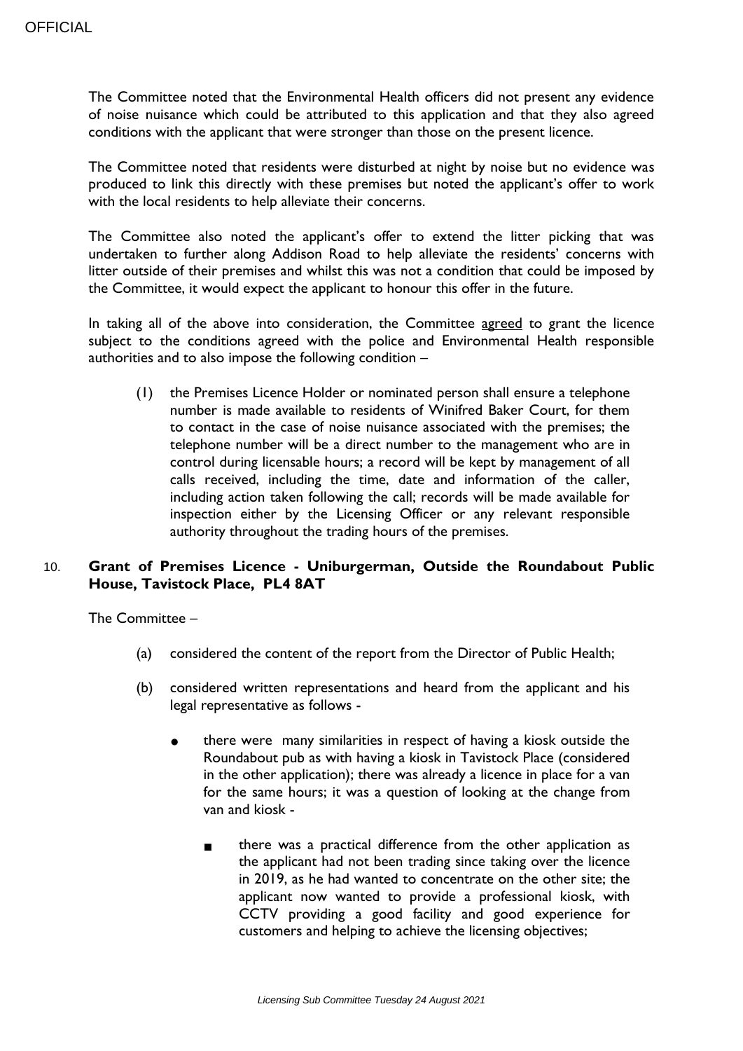The Committee noted that the Environmental Health officers did not present any evidence of noise nuisance which could be attributed to this application and that they also agreed conditions with the applicant that were stronger than those on the present licence.

The Committee noted that residents were disturbed at night by noise but no evidence was produced to link this directly with these premises but noted the applicant's offer to work with the local residents to help alleviate their concerns.

The Committee also noted the applicant's offer to extend the litter picking that was undertaken to further along Addison Road to help alleviate the residents' concerns with litter outside of their premises and whilst this was not a condition that could be imposed by the Committee, it would expect the applicant to honour this offer in the future.

In taking all of the above into consideration, the Committee agreed to grant the licence subject to the conditions agreed with the police and Environmental Health responsible authorities and to also impose the following condition –

(1) the Premises Licence Holder or nominated person shall ensure a telephone number is made available to residents of Winifred Baker Court, for them to contact in the case of noise nuisance associated with the premises; the telephone number will be a direct number to the management who are in control during licensable hours; a record will be kept by management of all calls received, including the time, date and information of the caller, including action taken following the call; records will be made available for inspection either by the Licensing Officer or any relevant responsible authority throughout the trading hours of the premises.

## 10. Grant of Premises Licence - Uniburgerman, Outside the Roundabout Public House, Tavistock Place, PL4 8AT

The Committee –

(a) considered the content of the report from the Director of Public Health;

(b) considered written representations and heard from the applicant and his legal representative as follows -

- there were many similarities in respect of having a kiosk outside the Roundabout pub as with having a kiosk in Tavistock Place (considered in the other application); there was already a licence in place for a van for the same hours; it was a question of looking at the change from van and kiosk -

  - there was a practical difference from the other application as the applicant had not been trading since taking over the licence in 2019, as he had wanted to concentrate on the other site; the applicant now wanted to provide a professional kiosk, with CCTV providing a good facility and good experience for customers and helping to achieve the licensing objectives;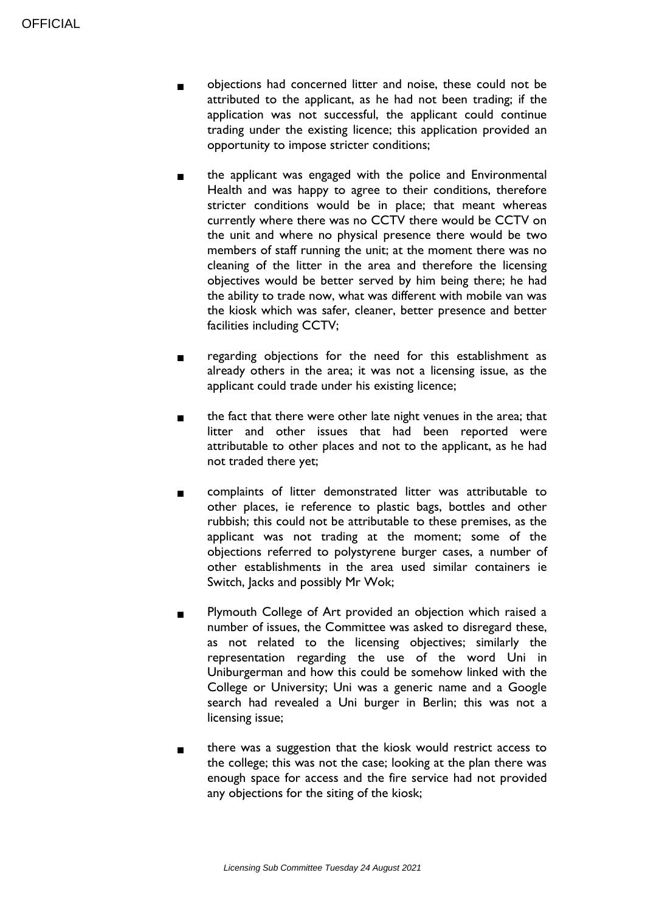- objections had concerned litter and noise, these could not be attributed to the applicant, as he had not been trading; if the application was not successful, the applicant could continue trading under the existing licence; this application provided an opportunity to impose stricter conditions;

- the applicant was engaged with the police and Environmental Health and was happy to agree to their conditions, therefore stricter conditions would be in place; that meant whereas currently where there was no CCTV there would be CCTV on the unit and where no physical presence there would be two members of staff running the unit; at the moment there was no cleaning of the litter in the area and therefore the licensing objectives would be better served by him being there; he had the ability to trade now, what was different with mobile van was the kiosk which was safer, cleaner, better presence and better facilities including CCTV;

- regarding objections for the need for this establishment as already others in the area; it was not a licensing issue, as the applicant could trade under his existing licence;

- the fact that there were other late night venues in the area; that litter and other issues that had been reported were attributable to other places and not to the applicant, as he had not traded there yet;

- complaints of litter demonstrated litter was attributable to other places, ie reference to plastic bags, bottles and other rubbish; this could not be attributable to these premises, as the applicant was not trading at the moment; some of the objections referred to polystyrene burger cases, a number of other establishments in the area used similar containers ie Switch, Jacks and possibly Mr Wok;

- Plymouth College of Art provided an objection which raised a number of issues, the Committee was asked to disregard these, as not related to the licensing objectives; similarly the representation regarding the use of the word Uni in Uniburgerman and how this could be somehow linked with the College or University; Uni was a generic name and a Google search had revealed a Uni burger in Berlin; this was not a licensing issue;

- there was a suggestion that the kiosk would restrict access to the college; this was not the case; looking at the plan there was enough space for access and the fire service had not provided any objections for the siting of the kiosk;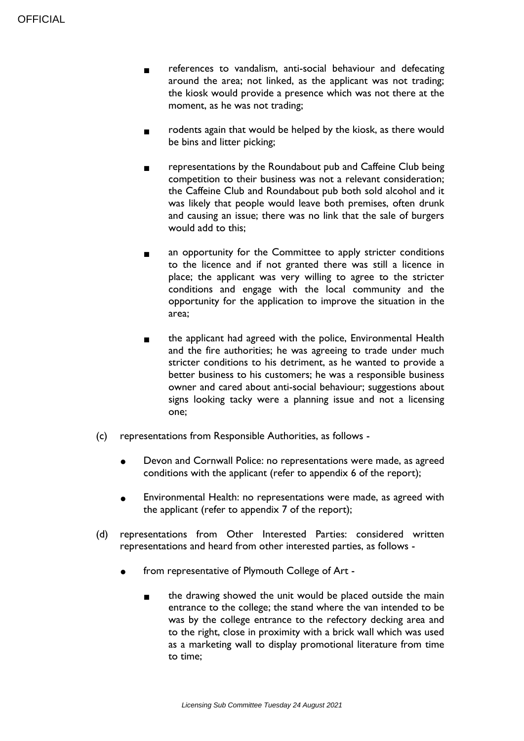- references to vandalism, anti-social behaviour and defecating around the area; not linked, as the applicant was not trading; the kiosk would provide a presence which was not there at the moment, as he was not trading;

- rodents again that would be helped by the kiosk, as there would be bins and litter picking;

- representations by the Roundabout pub and Caffeine Club being competition to their business was not a relevant consideration; the Caffeine Club and Roundabout pub both sold alcohol and it was likely that people would leave both premises, often drunk and causing an issue; there was no link that the sale of burgers would add to this;

- an opportunity for the Committee to apply stricter conditions to the licence and if not granted there was still a licence in place; the applicant was very willing to agree to the stricter conditions and engage with the local community and the opportunity for the application to improve the situation in the area;

- the applicant had agreed with the police, Environmental Health and the fire authorities; he was agreeing to trade under much stricter conditions to his detriment, as he wanted to provide a better business to his customers; he was a responsible business owner and cared about anti-social behaviour; suggestions about signs looking tacky were a planning issue and not a licensing one;

(c) representations from Responsible Authorities, as follows -

- Devon and Cornwall Police: no representations were made, as agreed conditions with the applicant (refer to appendix 6 of the report);

- Environmental Health: no representations were made, as agreed with the applicant (refer to appendix 7 of the report);

(d) representations from Other Interested Parties: considered written representations and heard from other interested parties, as follows -

- from representative of Plymouth College of Art -

  - the drawing showed the unit would be placed outside the main entrance to the college; the stand where the van intended to be was by the college entrance to the refectory decking area and to the right, close in proximity with a brick wall which was used as a marketing wall to display promotional literature from time to time;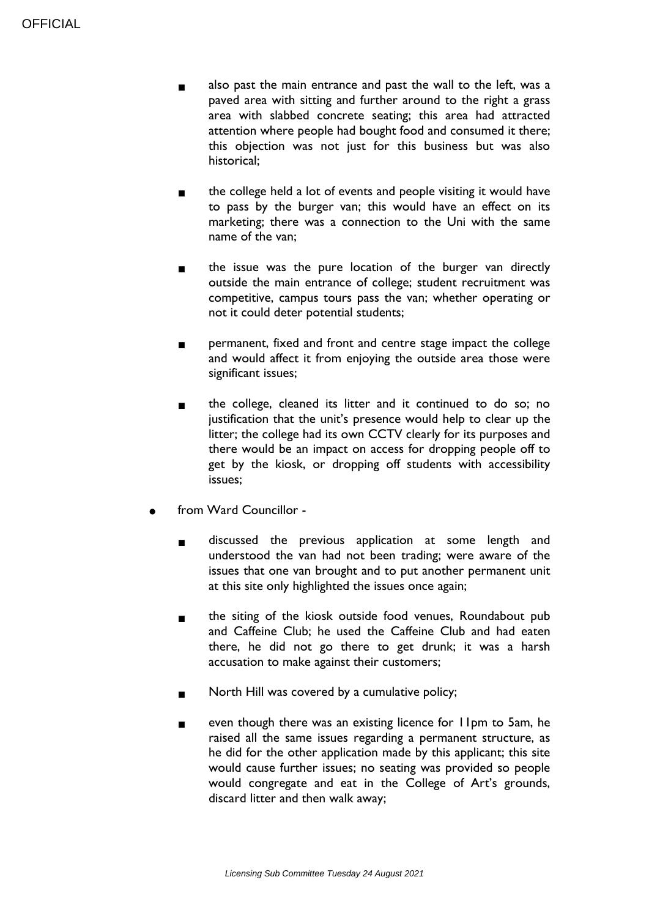- also past the main entrance and past the wall to the left, was a paved area with sitting and further around to the right a grass area with slabbed concrete seating; this area had attracted attention where people had bought food and consumed it there; this objection was not just for this business but was also historical;

  - the college held a lot of events and people visiting it would have to pass by the burger van; this would have an effect on its marketing; there was a connection to the Uni with the same name of the van;

  - the issue was the pure location of the burger van directly outside the main entrance of college; student recruitment was competitive, campus tours pass the van; whether operating or not it could deter potential students;

  - permanent, fixed and front and centre stage impact the college and would affect it from enjoying the outside area those were significant issues;

  - the college, cleaned its litter and it continued to do so; no justification that the unit's presence would help to clear up the litter; the college had its own CCTV clearly for its purposes and there would be an impact on access for dropping people off to get by the kiosk, or dropping off students with accessibility issues;

- from Ward Councillor -

  - discussed the previous application at some length and understood the van had not been trading; were aware of the issues that one van brought and to put another permanent unit at this site only highlighted the issues once again;

  - the siting of the kiosk outside food venues, Roundabout pub and Caffeine Club; he used the Caffeine Club and had eaten there, he did not go there to get drunk; it was a harsh accusation to make against their customers;

  - North Hill was covered by a cumulative policy;

  - even though there was an existing licence for 11pm to 5am, he raised all the same issues regarding a permanent structure, as he did for the other application made by this applicant; this site would cause further issues; no seating was provided so people would congregate and eat in the College of Art's grounds, discard litter and then walk away;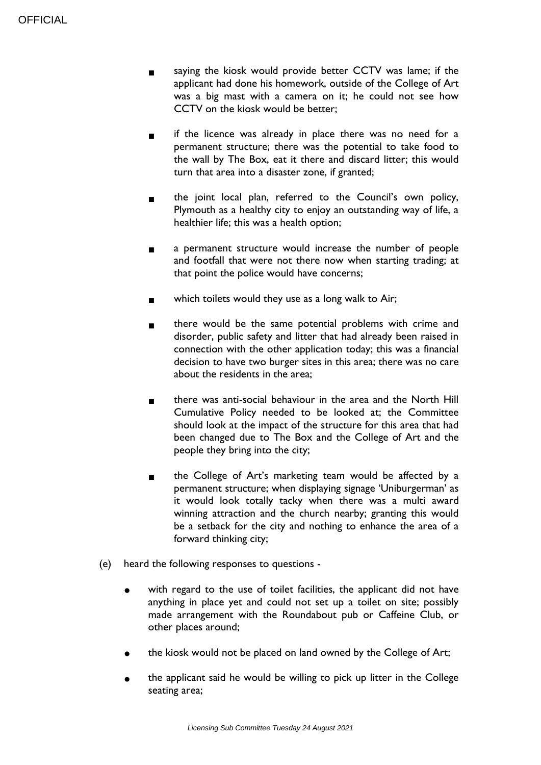- saying the kiosk would provide better CCTV was lame; if the applicant had done his homework, outside of the College of Art was a big mast with a camera on it; he could not see how CCTV on the kiosk would be better;

- if the licence was already in place there was no need for a permanent structure; there was the potential to take food to the wall by The Box, eat it there and discard litter; this would turn that area into a disaster zone, if granted;

- the joint local plan, referred to the Council's own policy, Plymouth as a healthy city to enjoy an outstanding way of life, a healthier life; this was a health option;

- a permanent structure would increase the number of people and footfall that were not there now when starting trading; at that point the police would have concerns;

- which toilets would they use as a long walk to Air;

- there would be the same potential problems with crime and disorder, public safety and litter that had already been raised in connection with the other application today; this was a financial decision to have two burger sites in this area; there was no care about the residents in the area;

- there was anti-social behaviour in the area and the North Hill Cumulative Policy needed to be looked at; the Committee should look at the impact of the structure for this area that had been changed due to The Box and the College of Art and the people they bring into the city;

- the College of Art's marketing team would be affected by a permanent structure; when displaying signage 'Uniburgerman' as it would look totally tacky when there was a multi award winning attraction and the church nearby; granting this would be a setback for the city and nothing to enhance the area of a forward thinking city;

(e) heard the following responses to questions -

- with regard to the use of toilet facilities, the applicant did not have anything in place yet and could not set up a toilet on site; possibly made arrangement with the Roundabout pub or Caffeine Club, or other places around;

- the kiosk would not be placed on land owned by the College of Art;

- the applicant said he would be willing to pick up litter in the College seating area;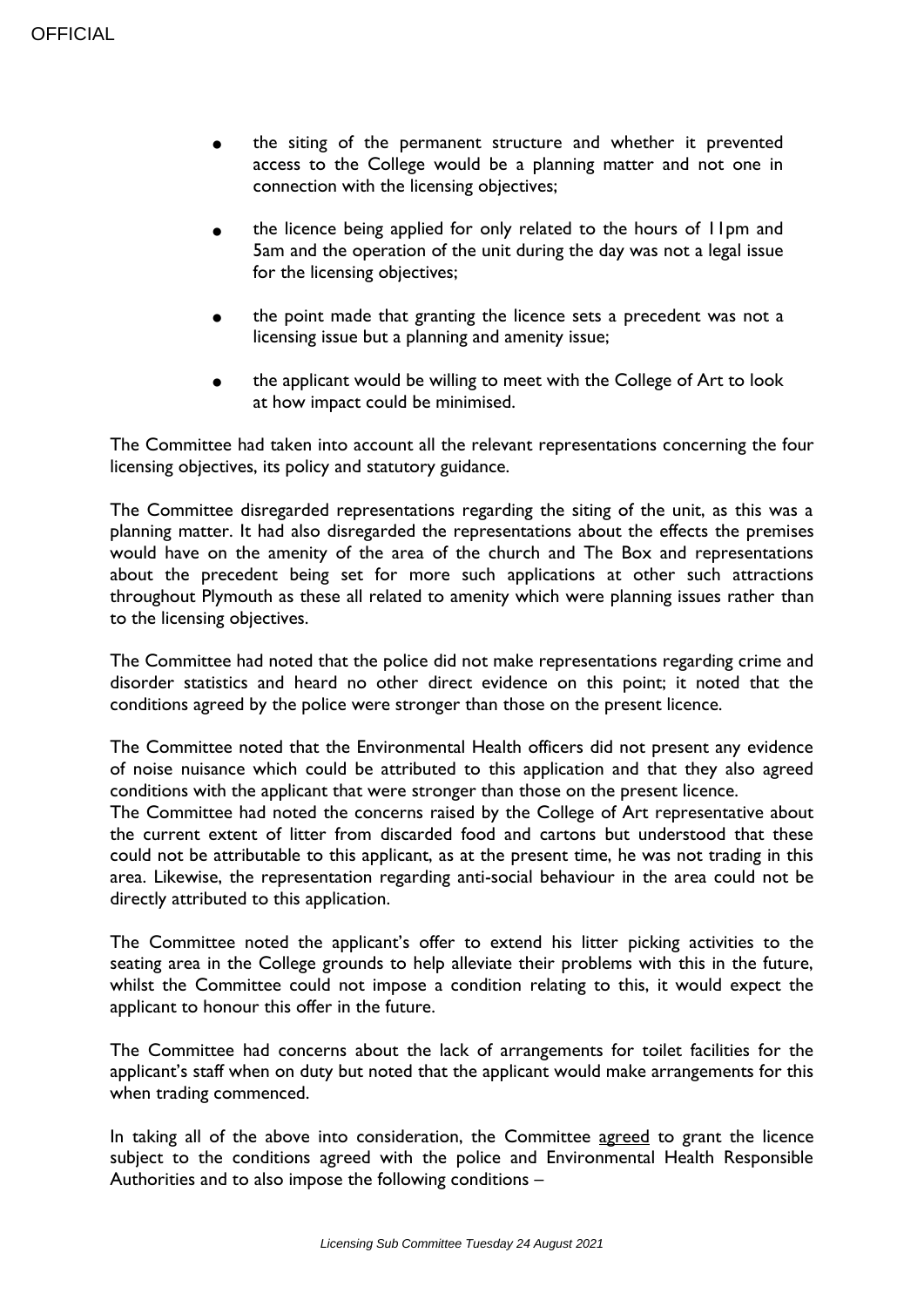- the siting of the permanent structure and whether it prevented access to the College would be a planning matter and not one in connection with the licensing objectives;
- the licence being applied for only related to the hours of 11pm and 5am and the operation of the unit during the day was not a legal issue for the licensing objectives;
- the point made that granting the licence sets a precedent was not a licensing issue but a planning and amenity issue;
- the applicant would be willing to meet with the College of Art to look at how impact could be minimised.

The Committee had taken into account all the relevant representations concerning the four licensing objectives, its policy and statutory guidance.

The Committee disregarded representations regarding the siting of the unit, as this was a planning matter. It had also disregarded the representations about the effects the premises would have on the amenity of the area of the church and The Box and representations about the precedent being set for more such applications at other such attractions throughout Plymouth as these all related to amenity which were planning issues rather than to the licensing objectives.

The Committee had noted that the police did not make representations regarding crime and disorder statistics and heard no other direct evidence on this point; it noted that the conditions agreed by the police were stronger than those on the present licence.

The Committee noted that the Environmental Health officers did not present any evidence of noise nuisance which could be attributed to this application and that they also agreed conditions with the applicant that were stronger than those on the present licence.
The Committee had noted the concerns raised by the College of Art representative about the current extent of litter from discarded food and cartons but understood that these could not be attributable to this applicant, as at the present time, he was not trading in this area. Likewise, the representation regarding anti-social behaviour in the area could not be directly attributed to this application.

The Committee noted the applicant's offer to extend his litter picking activities to the seating area in the College grounds to help alleviate their problems with this in the future, whilst the Committee could not impose a condition relating to this, it would expect the applicant to honour this offer in the future.

The Committee had concerns about the lack of arrangements for toilet facilities for the applicant's staff when on duty but noted that the applicant would make arrangements for this when trading commenced.

In taking all of the above into consideration, the Committee agreed to grant the licence subject to the conditions agreed with the police and Environmental Health Responsible Authorities and to also impose the following conditions –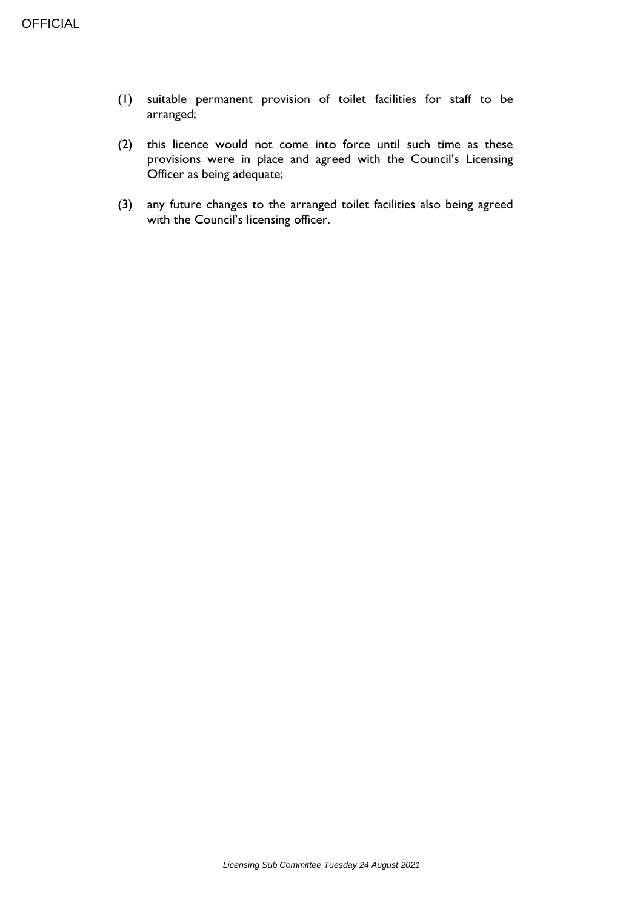(1) suitable permanent provision of toilet facilities for staff to be arranged;

(2) this licence would not come into force until such time as these provisions were in place and agreed with the Council's Licensing Officer as being adequate;

(3) any future changes to the arranged toilet facilities also being agreed with the Council's licensing officer.